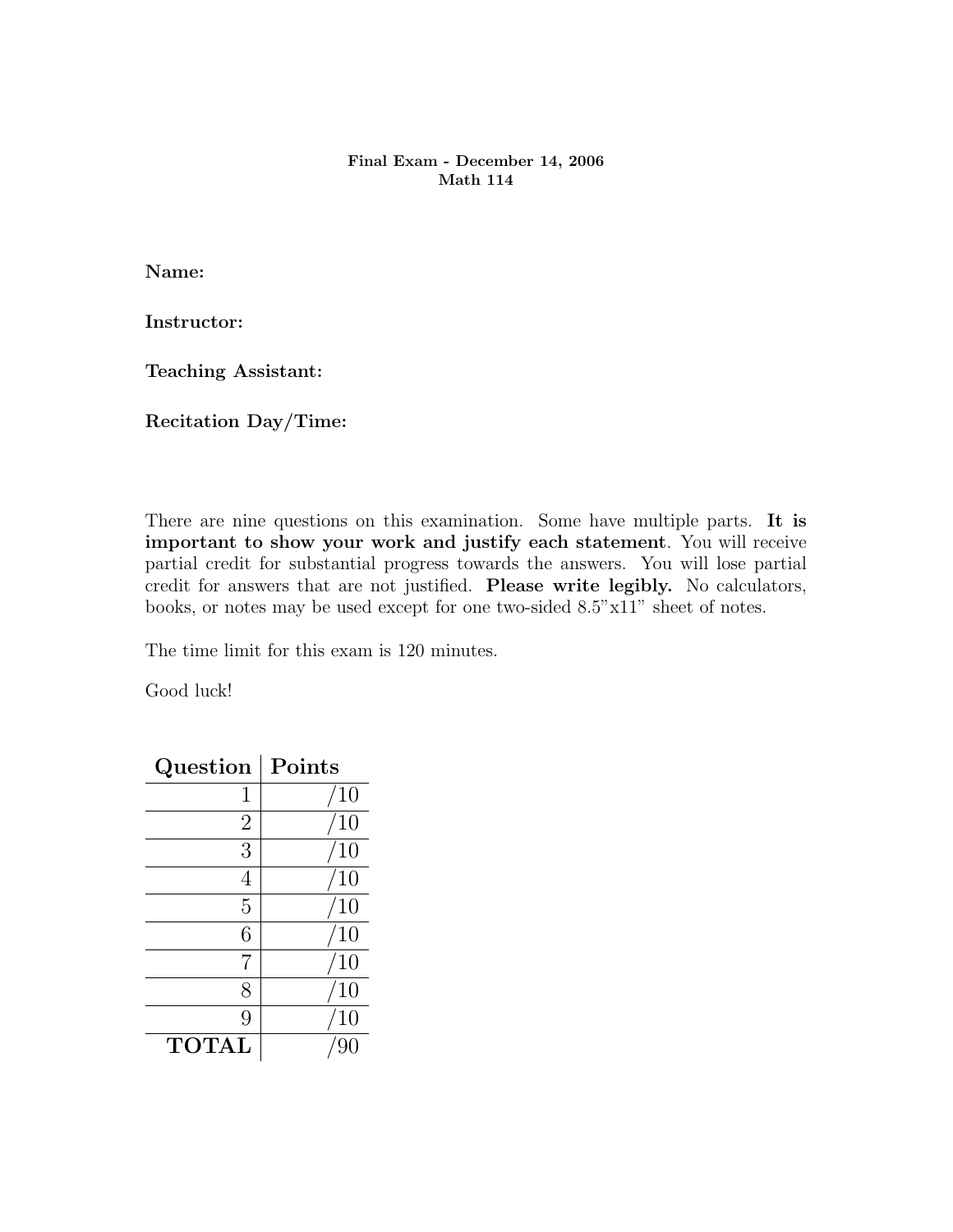**Final Exam - December 14, 2006**
**Math 114**

**Name:**

**Instructor:**

**Teaching Assistant:**

**Recitation Day/Time:**

There are nine questions on this examination. Some have multiple parts. **It is important to show your work and justify each statement**. You will receive partial credit for substantial progress towards the answers. You will lose partial credit for answers that are not justified. **Please write legibly.** No calculators, books, or notes may be used except for one two-sided 8.5"x11" sheet of notes.

The time limit for this exam is 120 minutes.

Good luck!

| Question | Points |
|---:|---:|
| 1 | /10 |
| 2 | /10 |
| 3 | /10 |
| 4 | /10 |
| 5 | /10 |
| 6 | /10 |
| 7 | /10 |
| 8 | /10 |
| 9 | /10 |
| **TOTAL** | /90 |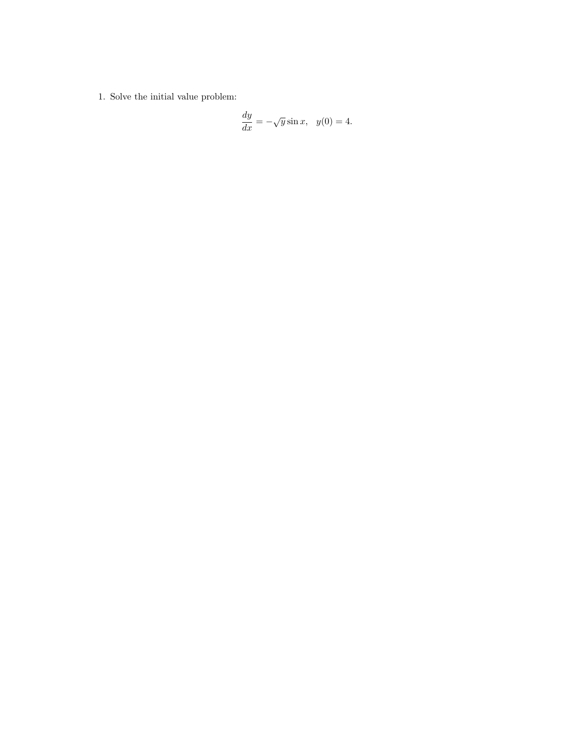1. Solve the initial value problem:

$$\frac{dy}{dx} = -\sqrt{y} \sin x, \quad y(0) = 4.$$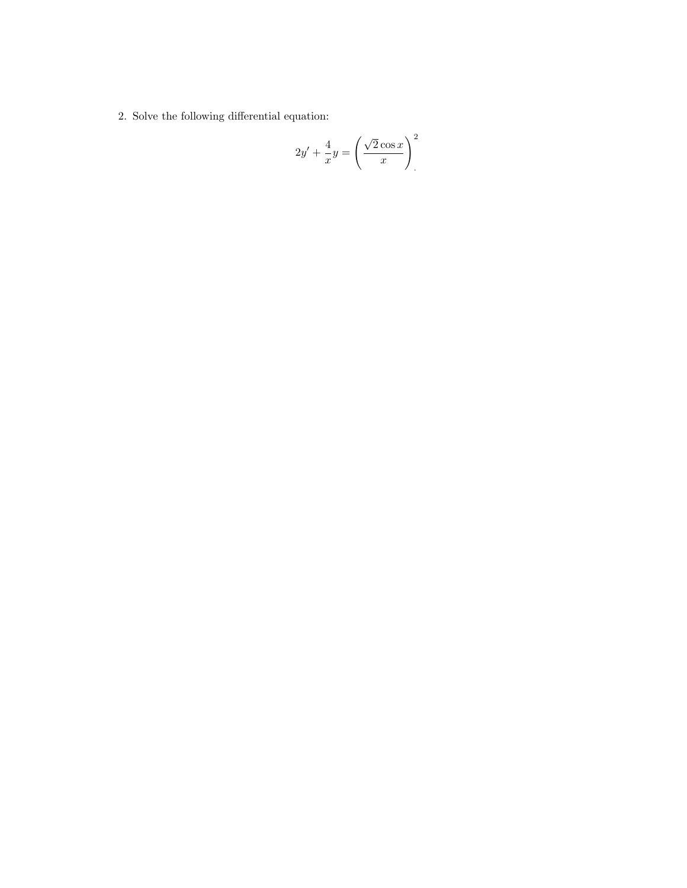2. Solve the following differential equation:

$$2y' + \frac{4}{x}y = \left(\frac{\sqrt{2}\cos x}{x}\right)^2.$$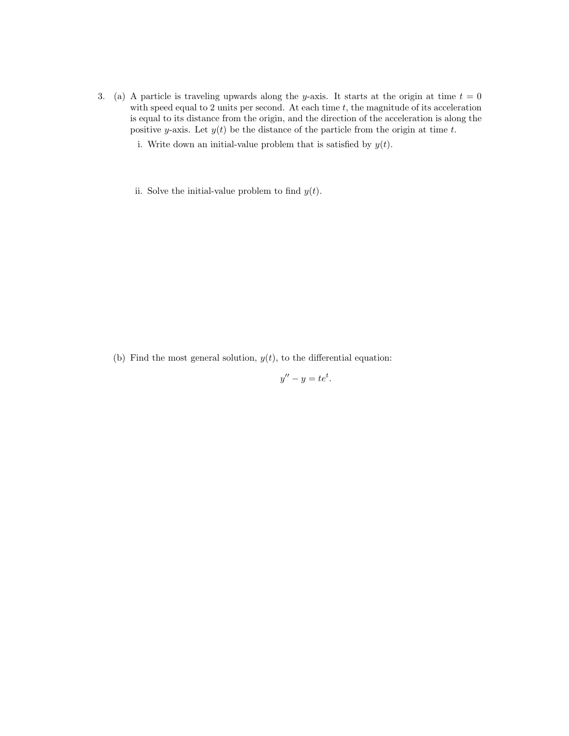3. (a) A particle is traveling upwards along the $y$-axis. It starts at the origin at time $t = 0$ with speed equal to 2 units per second. At each time $t$, the magnitude of its acceleration is equal to its distance from the origin, and the direction of the acceleration is along the positive $y$-axis. Let $y(t)$ be the distance of the particle from the origin at time $t$.

   i. Write down an initial-value problem that is satisfied by $y(t)$.

   ii. Solve the initial-value problem to find $y(t)$.

   (b) Find the most general solution, $y(t)$, to the differential equation:

$$y'' - y = te^t.$$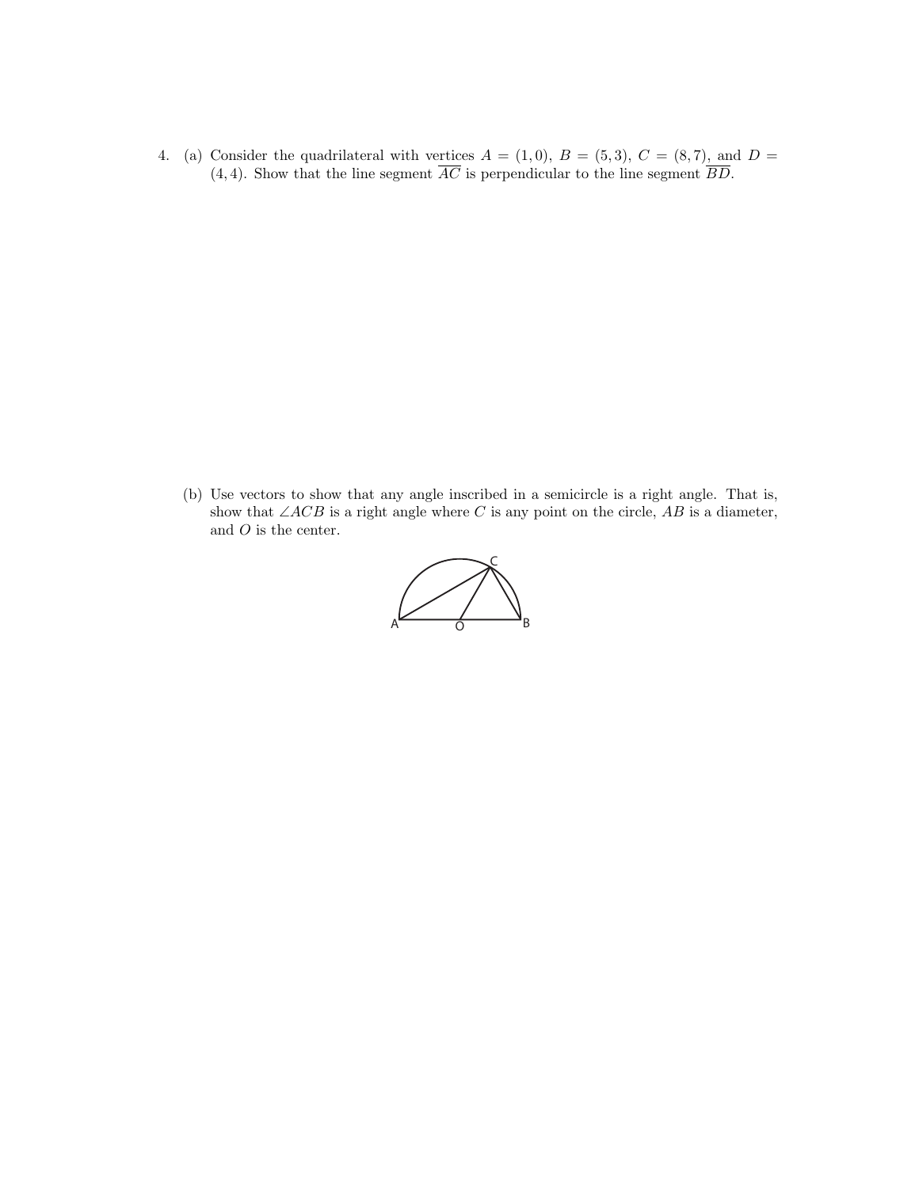4. (a) Consider the quadrilateral with vertices $A = (1, 0)$, $B = (5, 3)$, $C = (8, 7)$, and $D = (4, 4)$. Show that the line segment $\overline{AC}$ is perpendicular to the line segment $\overline{BD}$.

   (b) Use vectors to show that any angle inscribed in a semicircle is a right angle. That is, show that $\angle ACB$ is a right angle where $C$ is any point on the circle, $AB$ is a diameter, and $O$ is the center.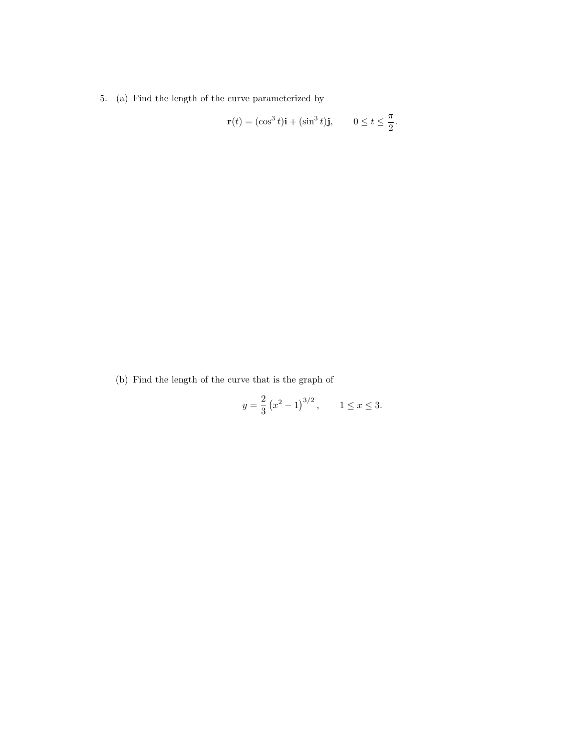5. (a) Find the length of the curve parameterized by

$$\mathbf{r}(t) = (\cos^3 t)\mathbf{i} + (\sin^3 t)\mathbf{j}, \qquad 0 \leq t \leq \frac{\pi}{2}.$$

(b) Find the length of the curve that is the graph of

$$y = \frac{2}{3}\left(x^2 - 1\right)^{3/2}, \qquad 1 \leq x \leq 3.$$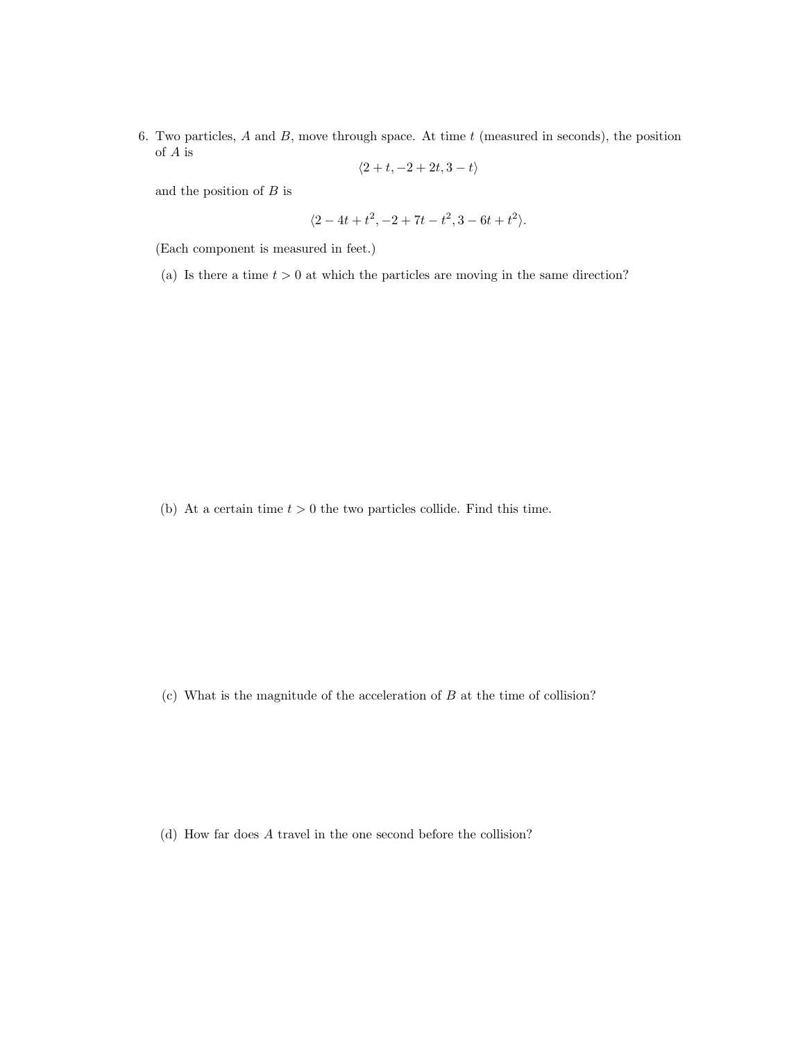6. Two particles, $A$ and $B$, move through space. At time $t$ (measured in seconds), the position of $A$ is

$$\langle 2+t, -2+2t, 3-t \rangle$$

and the position of $B$ is

$$\langle 2-4t+t^2, -2+7t-t^2, 3-6t+t^2 \rangle.$$

(Each component is measured in feet.)

(a) Is there a time $t > 0$ at which the particles are moving in the same direction?

(b) At a certain time $t > 0$ the two particles collide. Find this time.

(c) What is the magnitude of the acceleration of $B$ at the time of collision?

(d) How far does $A$ travel in the one second before the collision?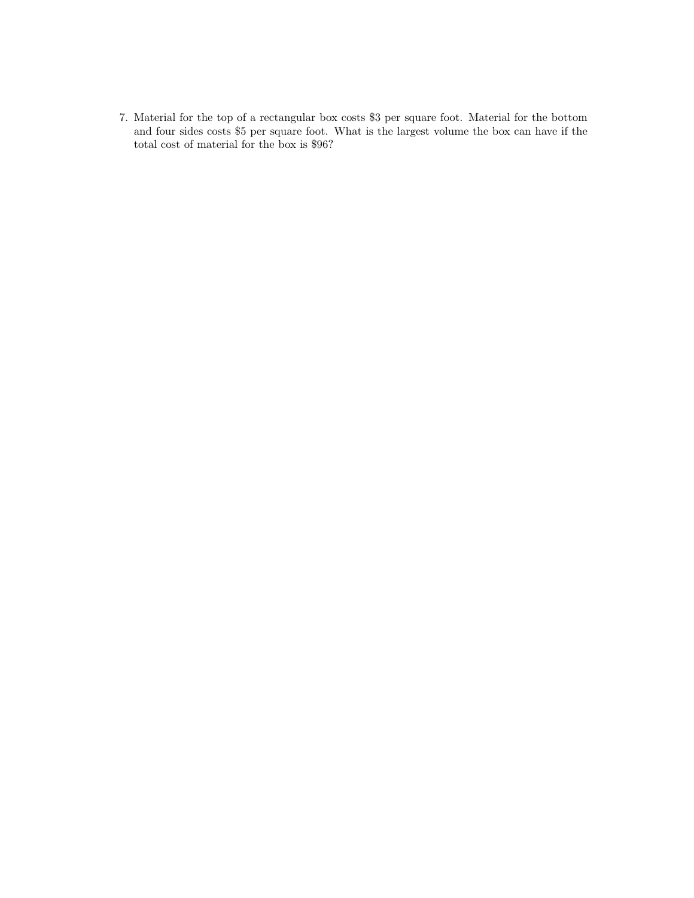7. Material for the top of a rectangular box costs \$3 per square foot. Material for the bottom and four sides costs \$5 per square foot. What is the largest volume the box can have if the total cost of material for the box is \$96?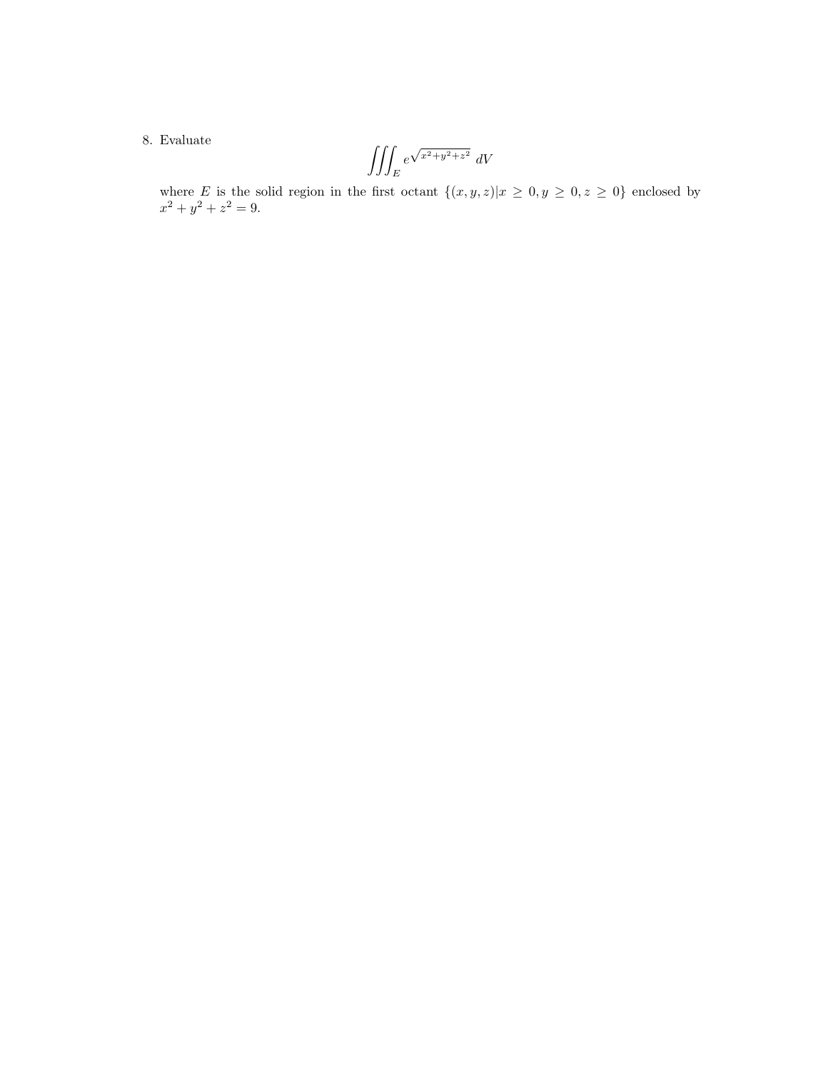8. Evaluate

$$\iiint_E e^{\sqrt{x^2+y^2+z^2}}\, dV$$

where $E$ is the solid region in the first octant $\{(x, y, z)|x \geq 0, y \geq 0, z \geq 0\}$ enclosed by $x^2 + y^2 + z^2 = 9$.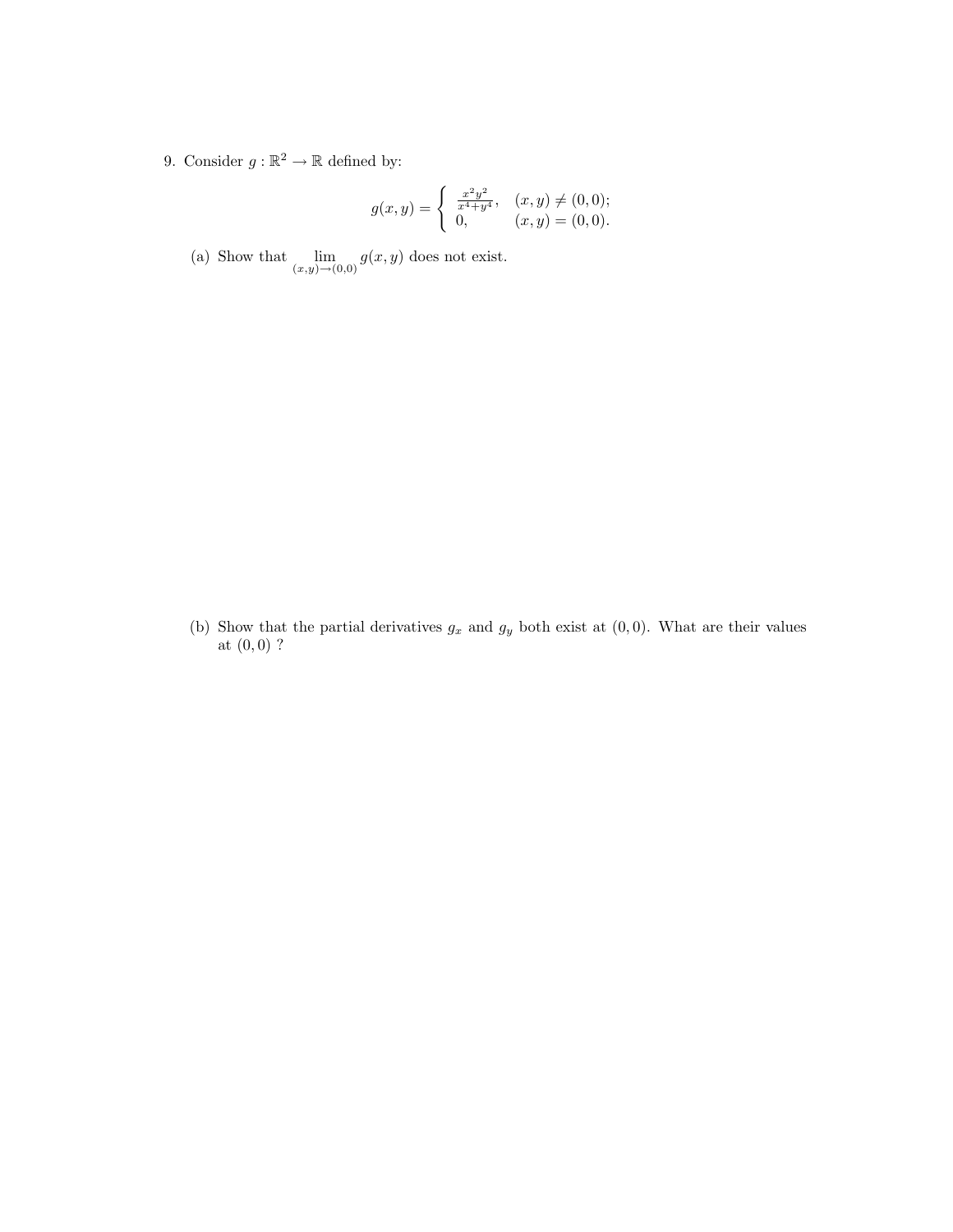9. Consider $g : \mathbb{R}^2 \to \mathbb{R}$ defined by:

$$g(x, y) = \begin{cases} \frac{x^2y^2}{x^4+y^4}, & (x, y) \neq (0, 0); \\ 0, & (x, y) = (0, 0). \end{cases}$$

(a) Show that $\lim_{(x,y)\to(0,0)} g(x, y)$ does not exist.

(b) Show that the partial derivatives $g_x$ and $g_y$ both exist at $(0, 0)$. What are their values at $(0, 0)$ ?